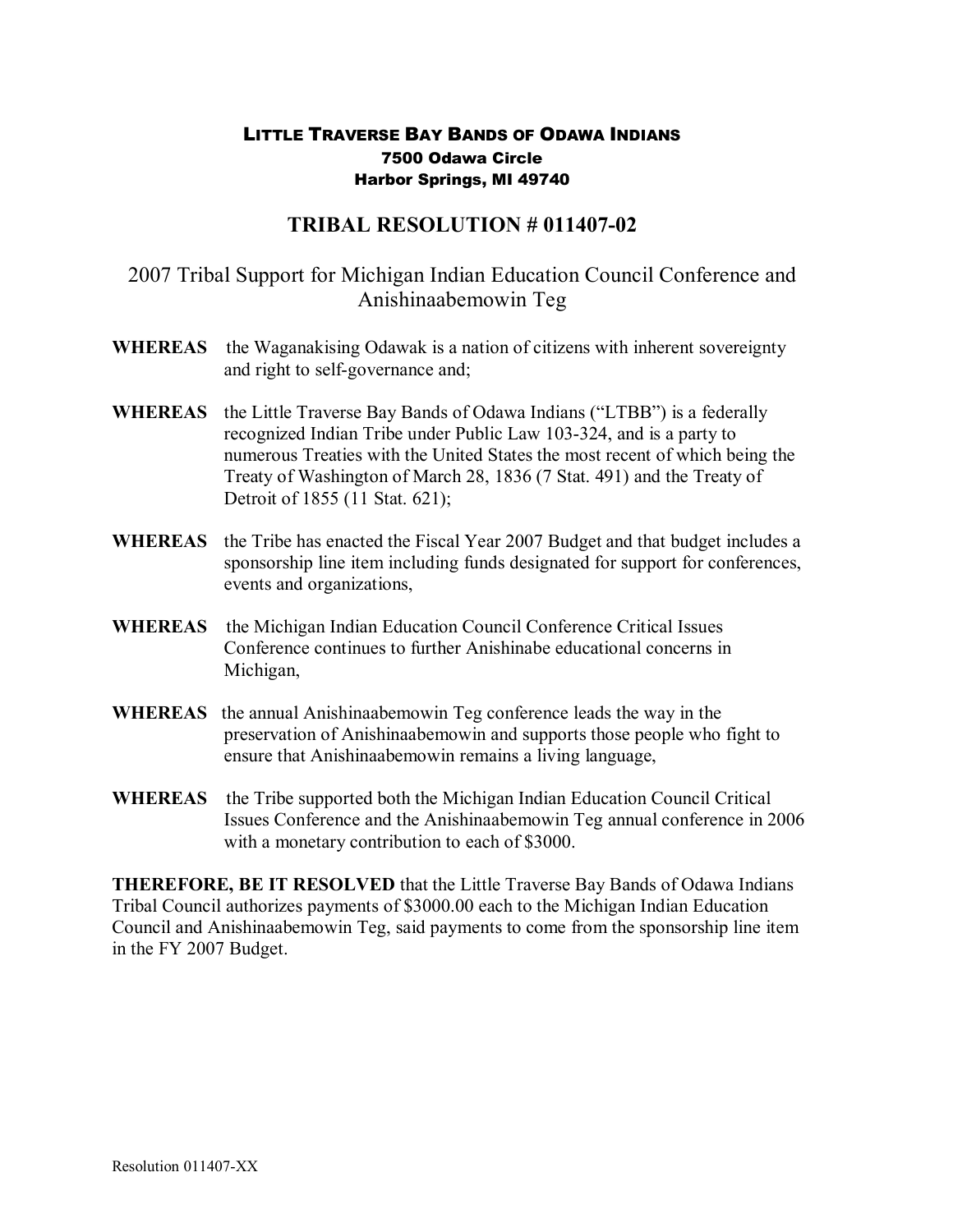**LITTLE TRAVERSE BAY BANDS OF ODAWA INDIANS**
**7500 Odawa Circle**
**Harbor Springs, MI 49740**

# TRIBAL RESOLUTION # 011407-02

## 2007 Tribal Support for Michigan Indian Education Council Conference and Anishinaabemowin Teg

**WHEREAS** the Waganakising Odawak is a nation of citizens with inherent sovereignty and right to self-governance and;

**WHEREAS** the Little Traverse Bay Bands of Odawa Indians ("LTBB") is a federally recognized Indian Tribe under Public Law 103-324, and is a party to numerous Treaties with the United States the most recent of which being the Treaty of Washington of March 28, 1836 (7 Stat. 491) and the Treaty of Detroit of 1855 (11 Stat. 621);

**WHEREAS** the Tribe has enacted the Fiscal Year 2007 Budget and that budget includes a sponsorship line item including funds designated for support for conferences, events and organizations,

**WHEREAS** the Michigan Indian Education Council Conference Critical Issues Conference continues to further Anishinabe educational concerns in Michigan,

**WHEREAS** the annual Anishinaabemowin Teg conference leads the way in the preservation of Anishinaabemowin and supports those people who fight to ensure that Anishinaabemowin remains a living language,

**WHEREAS** the Tribe supported both the Michigan Indian Education Council Critical Issues Conference and the Anishinaabemowin Teg annual conference in 2006 with a monetary contribution to each of $3000.

**THEREFORE, BE IT RESOLVED** that the Little Traverse Bay Bands of Odawa Indians Tribal Council authorizes payments of $3000.00 each to the Michigan Indian Education Council and Anishinaabemowin Teg, said payments to come from the sponsorship line item in the FY 2007 Budget.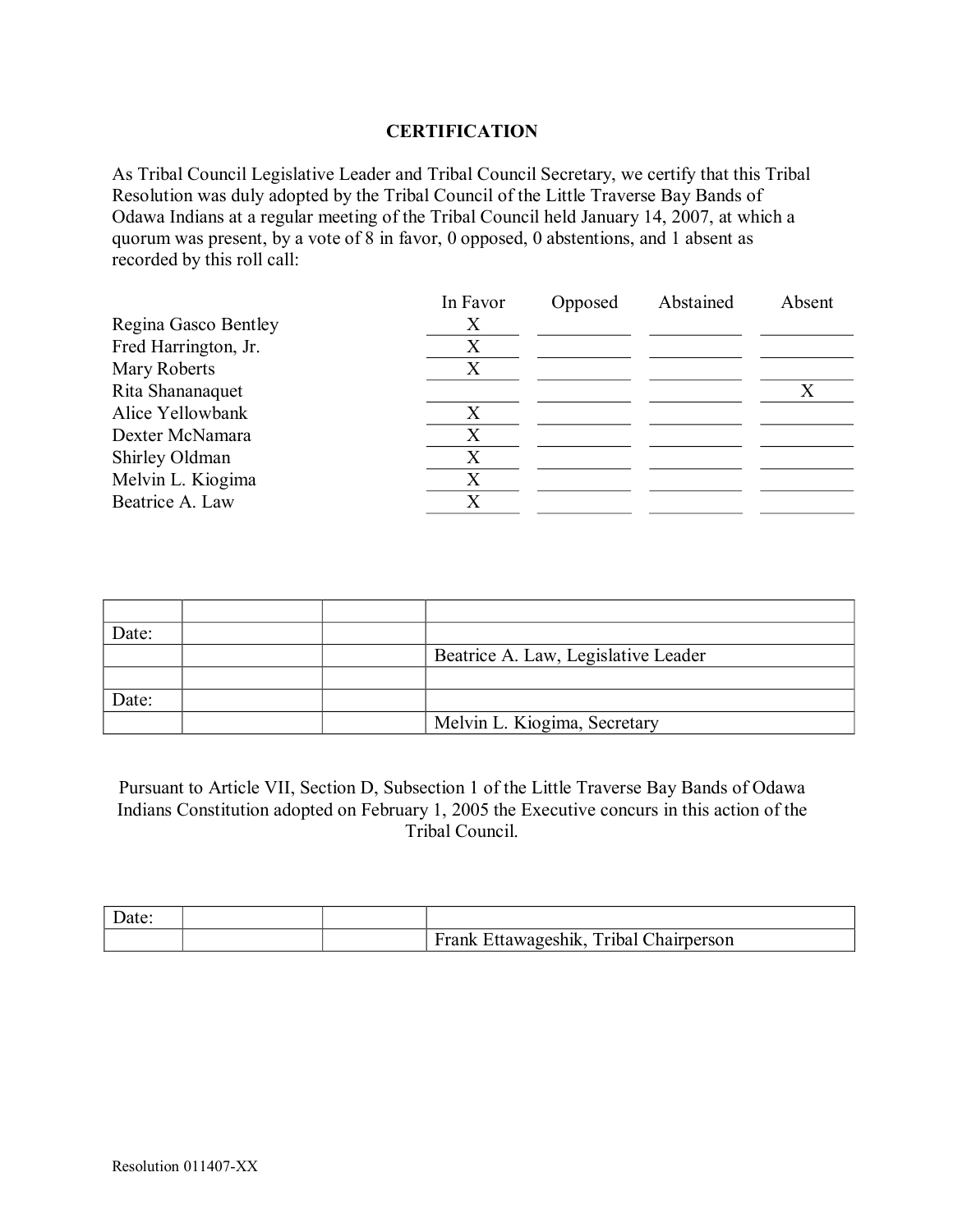## CERTIFICATION

As Tribal Council Legislative Leader and Tribal Council Secretary, we certify that this Tribal Resolution was duly adopted by the Tribal Council of the Little Traverse Bay Bands of Odawa Indians at a regular meeting of the Tribal Council held January 14, 2007, at which a quorum was present, by a vote of 8 in favor, 0 opposed, 0 abstentions, and 1 absent as recorded by this roll call:

| | In Favor | Opposed | Abstained | Absent |
|---|---|---|---|---|
| Regina Gasco Bentley | X | | | |
| Fred Harrington, Jr. | X | | | |
| Mary Roberts | X | | | |
| Rita Shananaquet | | | | X |
| Alice Yellowbank | X | | | |
| Dexter McNamara | X | | | |
| Shirley Oldman | X | | | |
| Melvin L. Kiogima | X | | | |
| Beatrice A. Law | X | | | |

| | | | |
|---|---|---|---|
| Date: | | | |
| | | | Beatrice A. Law, Legislative Leader |
| | | | |
| Date: | | | |
| | | | Melvin L. Kiogima, Secretary |

Pursuant to Article VII, Section D, Subsection 1 of the Little Traverse Bay Bands of Odawa Indians Constitution adopted on February 1, 2005 the Executive concurs in this action of the Tribal Council.

| | | | |
|---|---|---|---|
| Date: | | | |
| | | | Frank Ettawageshik, Tribal Chairperson |

Resolution 011407-XX